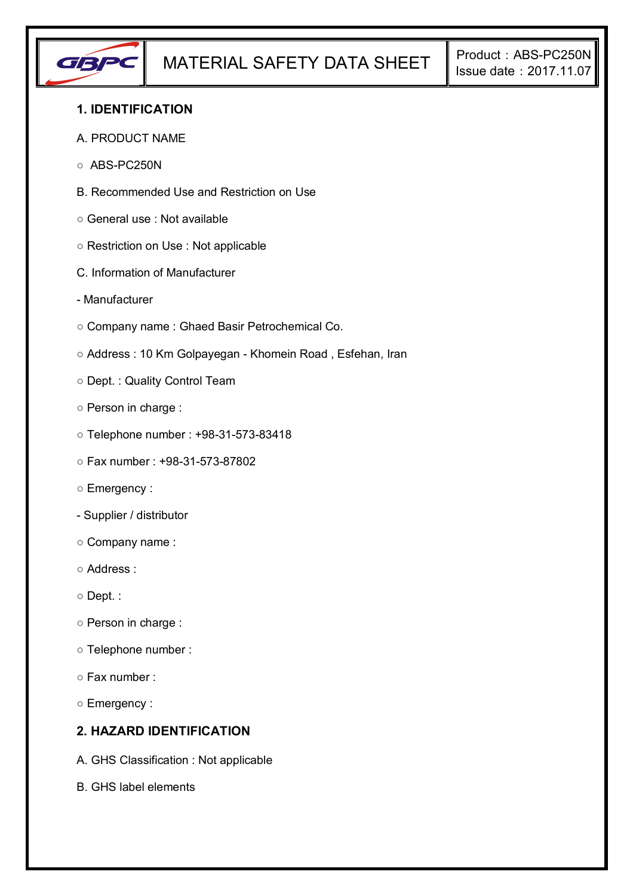# MATERIAL SAFETY DATA SHEET

Product：ABS-PC250N
Issue date：2017.11.07

## 1. IDENTIFICATION

A. PRODUCT NAME

○ ABS-PC250N

B. Recommended Use and Restriction on Use

○ General use : Not available

○ Restriction on Use : Not applicable

C. Information of Manufacturer

- Manufacturer

○ Company name : Ghaed Basir Petrochemical Co.

○ Address : 10 Km Golpayegan - Khomein Road , Esfehan, Iran

○ Dept. : Quality Control Team

○ Person in charge :

○ Telephone number : +98-31-573-83418

○ Fax number : +98-31-573-87802

○ Emergency :

- Supplier / distributor

○ Company name :

○ Address :

○ Dept. :

○ Person in charge :

○ Telephone number :

○ Fax number :

○ Emergency :

## 2. HAZARD IDENTIFICATION

A. GHS Classification : Not applicable

B. GHS label elements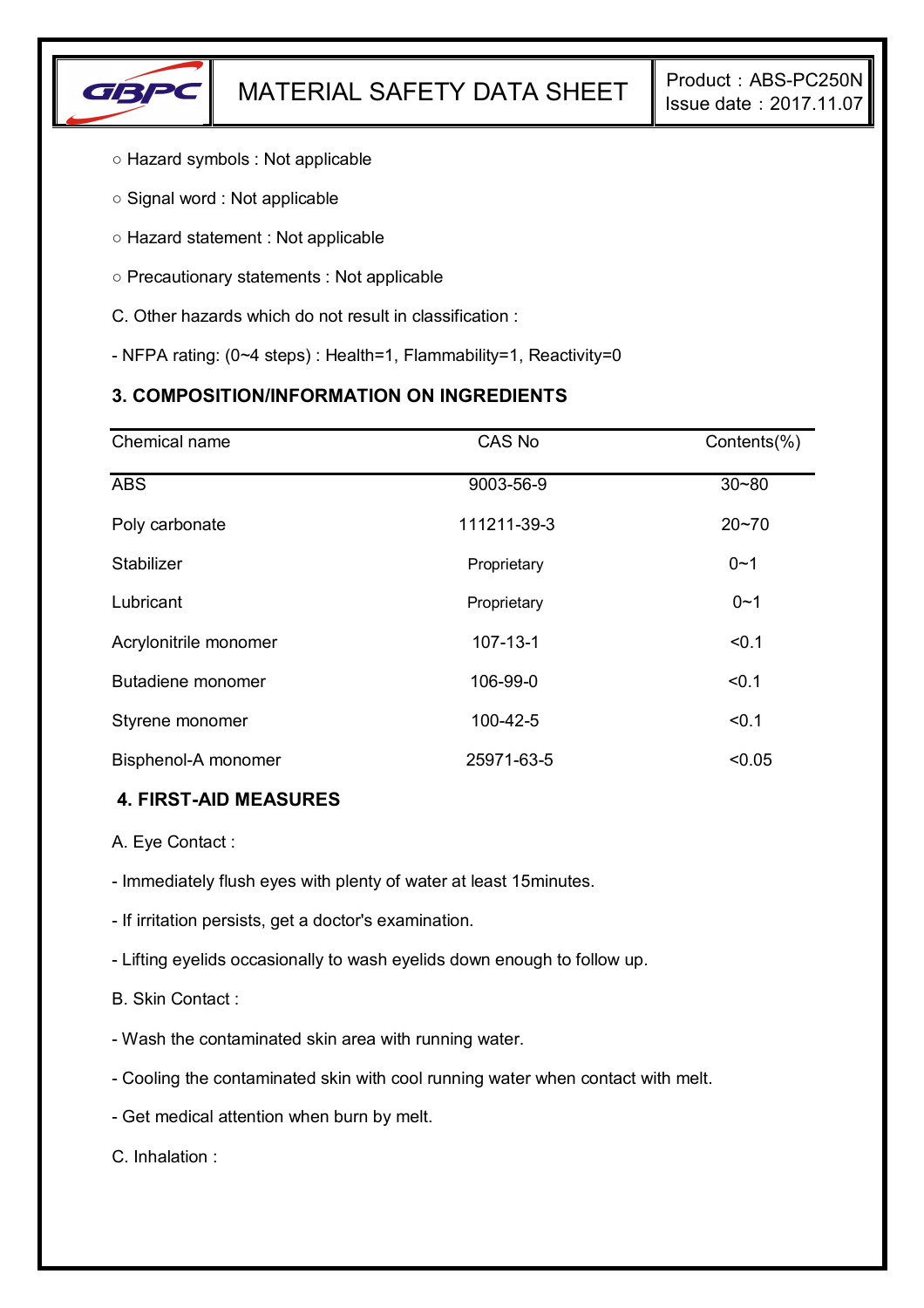○ Hazard symbols : Not applicable

○ Signal word : Not applicable

○ Hazard statement : Not applicable

○ Precautionary statements : Not applicable

C. Other hazards which do not result in classification :

- NFPA rating: (0~4 steps) : Health=1, Flammability=1, Reactivity=0

## 3. COMPOSITION/INFORMATION ON INGREDIENTS

| Chemical name | CAS No | Contents(%) |
|---|---|---|
| ABS | 9003-56-9 | 30~80 |
| Poly carbonate | 111211-39-3 | 20~70 |
| Stabilizer | Proprietary | 0~1 |
| Lubricant | Proprietary | 0~1 |
| Acrylonitrile monomer | 107-13-1 | <0.1 |
| Butadiene monomer | 106-99-0 | <0.1 |
| Styrene monomer | 100-42-5 | <0.1 |
| Bisphenol-A monomer | 25971-63-5 | <0.05 |

## 4. FIRST-AID MEASURES

A. Eye Contact :

- Immediately flush eyes with plenty of water at least 15minutes.
- If irritation persists, get a doctor's examination.
- Lifting eyelids occasionally to wash eyelids down enough to follow up.

B. Skin Contact :

- Wash the contaminated skin area with running water.
- Cooling the contaminated skin with cool running water when contact with melt.
- Get medical attention when burn by melt.

C. Inhalation :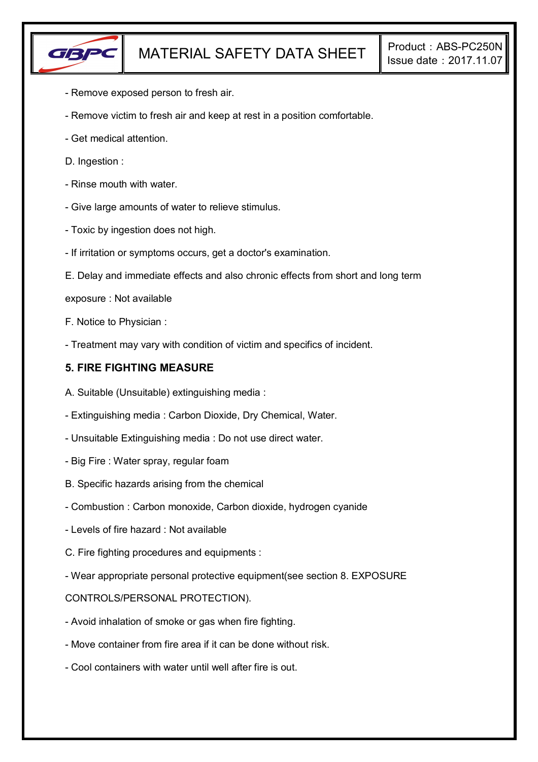- Remove exposed person to fresh air.

- Remove victim to fresh air and keep at rest in a position comfortable.

- Get medical attention.

D. Ingestion :

- Rinse mouth with water.

- Give large amounts of water to relieve stimulus.

- Toxic by ingestion does not high.

- If irritation or symptoms occurs, get a doctor's examination.

E. Delay and immediate effects and also chronic effects from short and long term exposure : Not available

F. Notice to Physician :

- Treatment may vary with condition of victim and specifics of incident.

## 5. FIRE FIGHTING MEASURE

A. Suitable (Unsuitable) extinguishing media :

- Extinguishing media : Carbon Dioxide, Dry Chemical, Water.

- Unsuitable Extinguishing media : Do not use direct water.

- Big Fire : Water spray, regular foam

B. Specific hazards arising from the chemical

- Combustion : Carbon monoxide, Carbon dioxide, hydrogen cyanide

- Levels of fire hazard : Not available

C. Fire fighting procedures and equipments :

- Wear appropriate personal protective equipment(see section 8. EXPOSURE CONTROLS/PERSONAL PROTECTION).

- Avoid inhalation of smoke or gas when fire fighting.

- Move container from fire area if it can be done without risk.

- Cool containers with water until well after fire is out.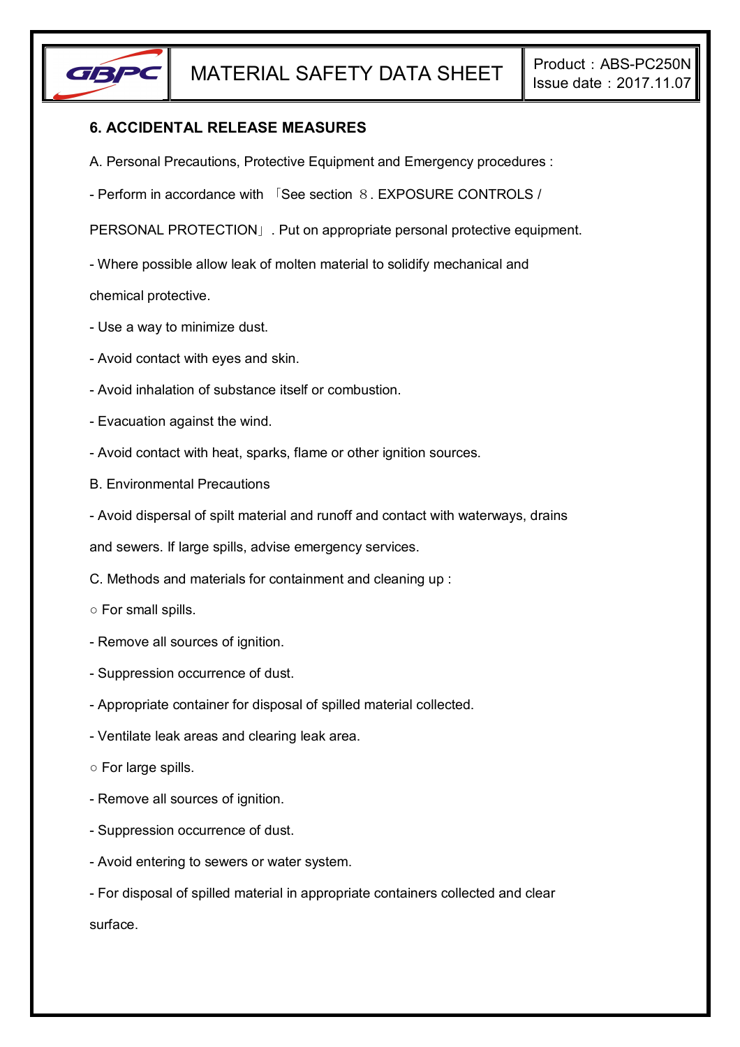## 6. ACCIDENTAL RELEASE MEASURES

A. Personal Precautions, Protective Equipment and Emergency procedures :

- Perform in accordance with 「See section ８. EXPOSURE CONTROLS / PERSONAL PROTECTION」. Put on appropriate personal protective equipment.
- Where possible allow leak of molten material to solidify mechanical and chemical protective.
- Use a way to minimize dust.
- Avoid contact with eyes and skin.
- Avoid inhalation of substance itself or combustion.
- Evacuation against the wind.
- Avoid contact with heat, sparks, flame or other ignition sources.

B. Environmental Precautions

- Avoid dispersal of spilt material and runoff and contact with waterways, drains and sewers. If large spills, advise emergency services.

C. Methods and materials for containment and cleaning up :

○ For small spills.

- Remove all sources of ignition.
- Suppression occurrence of dust.
- Appropriate container for disposal of spilled material collected.
- Ventilate leak areas and clearing leak area.

○ For large spills.

- Remove all sources of ignition.
- Suppression occurrence of dust.
- Avoid entering to sewers or water system.
- For disposal of spilled material in appropriate containers collected and clear surface.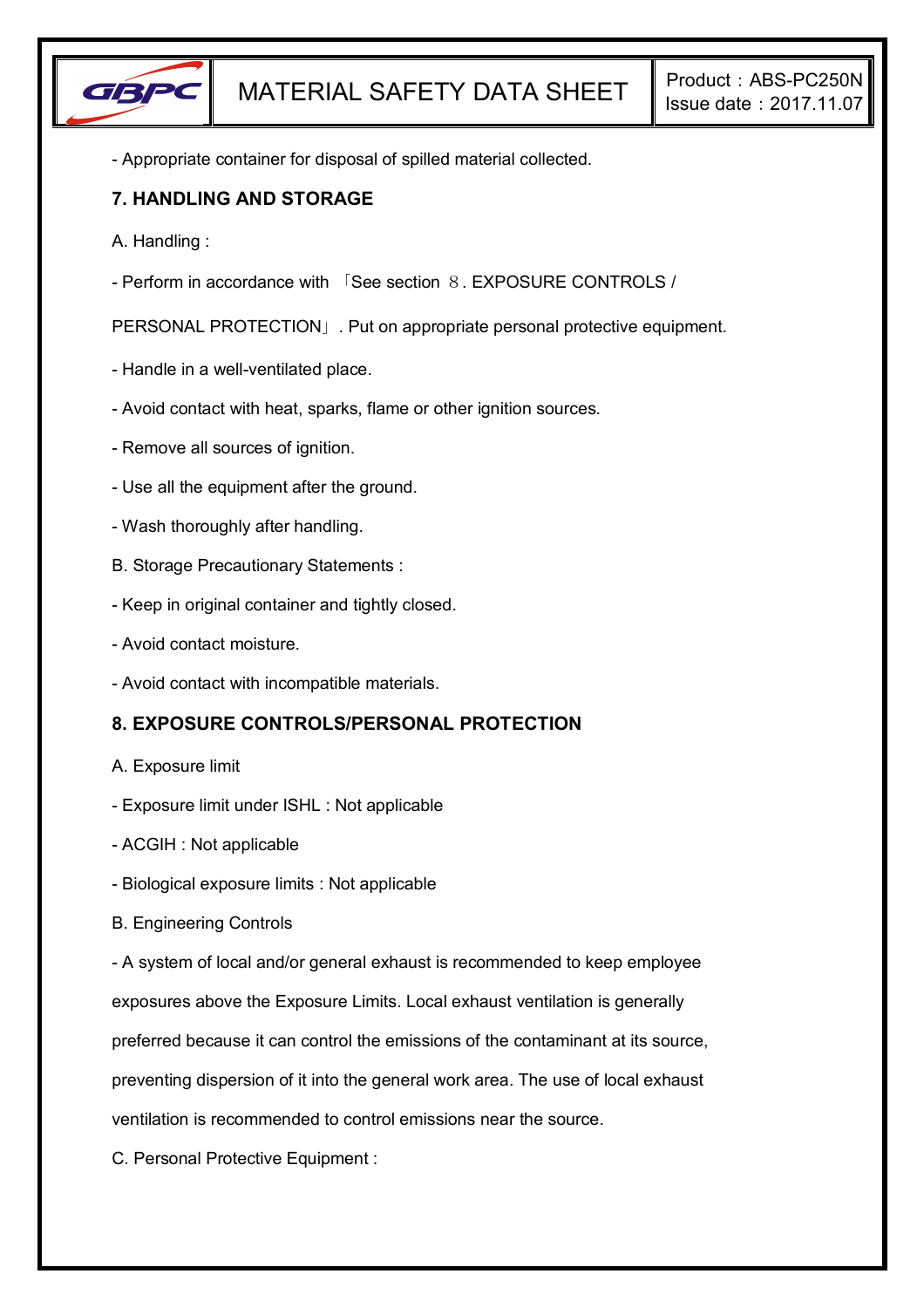- Appropriate container for disposal of spilled material collected.

## 7. HANDLING AND STORAGE

A. Handling :

- Perform in accordance with 「See section ８. EXPOSURE CONTROLS / PERSONAL PROTECTION」. Put on appropriate personal protective equipment.

- Handle in a well-ventilated place.

- Avoid contact with heat, sparks, flame or other ignition sources.

- Remove all sources of ignition.

- Use all the equipment after the ground.

- Wash thoroughly after handling.

B. Storage Precautionary Statements :

- Keep in original container and tightly closed.

- Avoid contact moisture.

- Avoid contact with incompatible materials.

## 8. EXPOSURE CONTROLS/PERSONAL PROTECTION

A. Exposure limit

- Exposure limit under ISHL : Not applicable

- ACGIH : Not applicable

- Biological exposure limits : Not applicable

B. Engineering Controls

- A system of local and/or general exhaust is recommended to keep employee exposures above the Exposure Limits. Local exhaust ventilation is generally preferred because it can control the emissions of the contaminant at its source, preventing dispersion of it into the general work area. The use of local exhaust ventilation is recommended to control emissions near the source.

C. Personal Protective Equipment :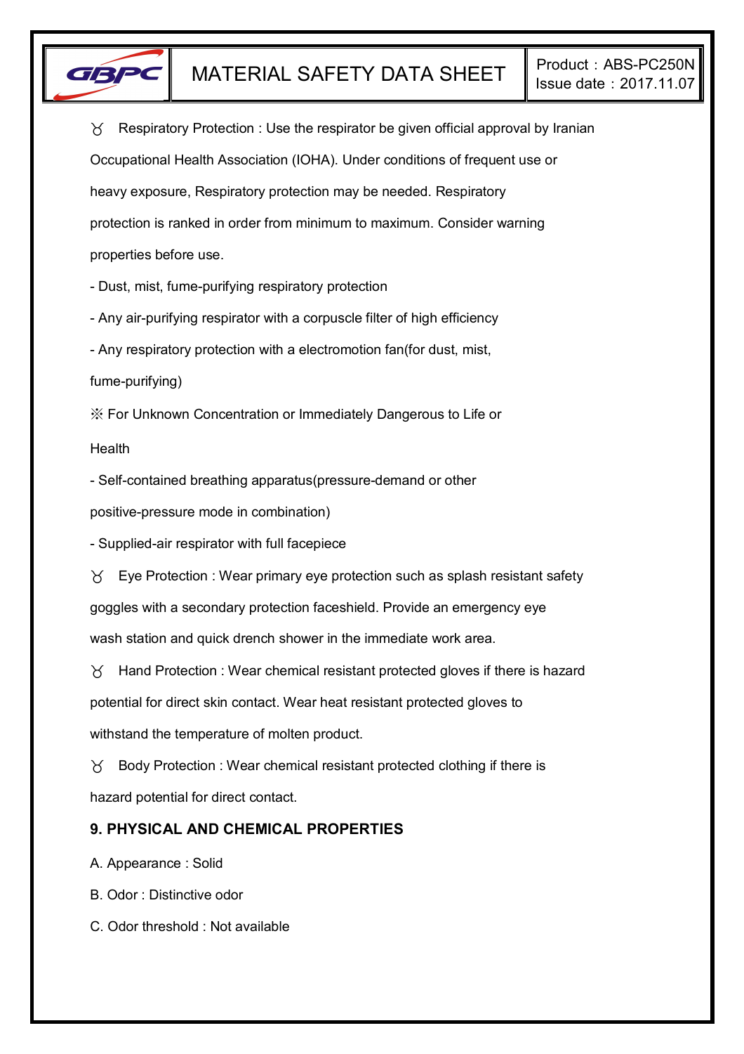♉ Respiratory Protection : Use the respirator be given official approval by Iranian Occupational Health Association (IOHA). Under conditions of frequent use or heavy exposure, Respiratory protection may be needed. Respiratory protection is ranked in order from minimum to maximum. Consider warning properties before use.

- Dust, mist, fume-purifying respiratory protection
- Any air-purifying respirator with a corpuscle filter of high efficiency
- Any respiratory protection with a electromotion fan(for dust, mist, fume-purifying)

※ For Unknown Concentration or Immediately Dangerous to Life or Health

- Self-contained breathing apparatus(pressure-demand or other positive-pressure mode in combination)
- Supplied-air respirator with full facepiece

♉ Eye Protection : Wear primary eye protection such as splash resistant safety goggles with a secondary protection faceshield. Provide an emergency eye wash station and quick drench shower in the immediate work area.

♉ Hand Protection : Wear chemical resistant protected gloves if there is hazard potential for direct skin contact. Wear heat resistant protected gloves to withstand the temperature of molten product.

♉ Body Protection : Wear chemical resistant protected clothing if there is hazard potential for direct contact.

## 9. PHYSICAL AND CHEMICAL PROPERTIES

A. Appearance : Solid

B. Odor : Distinctive odor

C. Odor threshold : Not available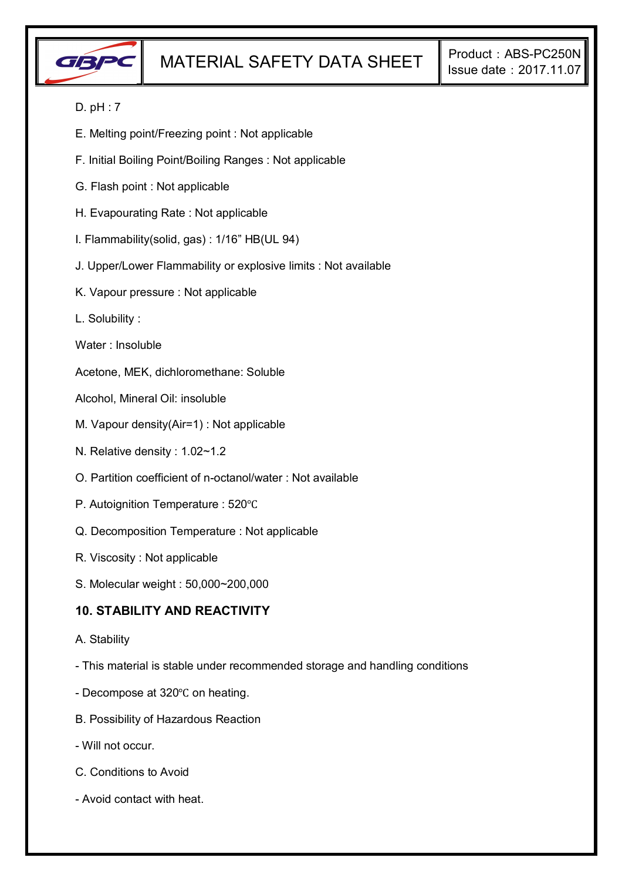D. pH : 7

E. Melting point/Freezing point : Not applicable

F. Initial Boiling Point/Boiling Ranges : Not applicable

G. Flash point : Not applicable

H. Evapourating Rate : Not applicable

I. Flammability(solid, gas) : 1/16” HB(UL 94)

J. Upper/Lower Flammability or explosive limits : Not available

K. Vapour pressure : Not applicable

L. Solubility :

Water : Insoluble

Acetone, MEK, dichloromethane: Soluble

Alcohol, Mineral Oil: insoluble

M. Vapour density(Air=1) : Not applicable

N. Relative density : 1.02~1.2

O. Partition coefficient of n-octanol/water : Not available

P. Autoignition Temperature : 520℃

Q. Decomposition Temperature : Not applicable

R. Viscosity : Not applicable

S. Molecular weight : 50,000~200,000

## 10. STABILITY AND REACTIVITY

A. Stability

- This material is stable under recommended storage and handling conditions

- Decompose at 320℃ on heating.

B. Possibility of Hazardous Reaction

- Will not occur.

C. Conditions to Avoid

- Avoid contact with heat.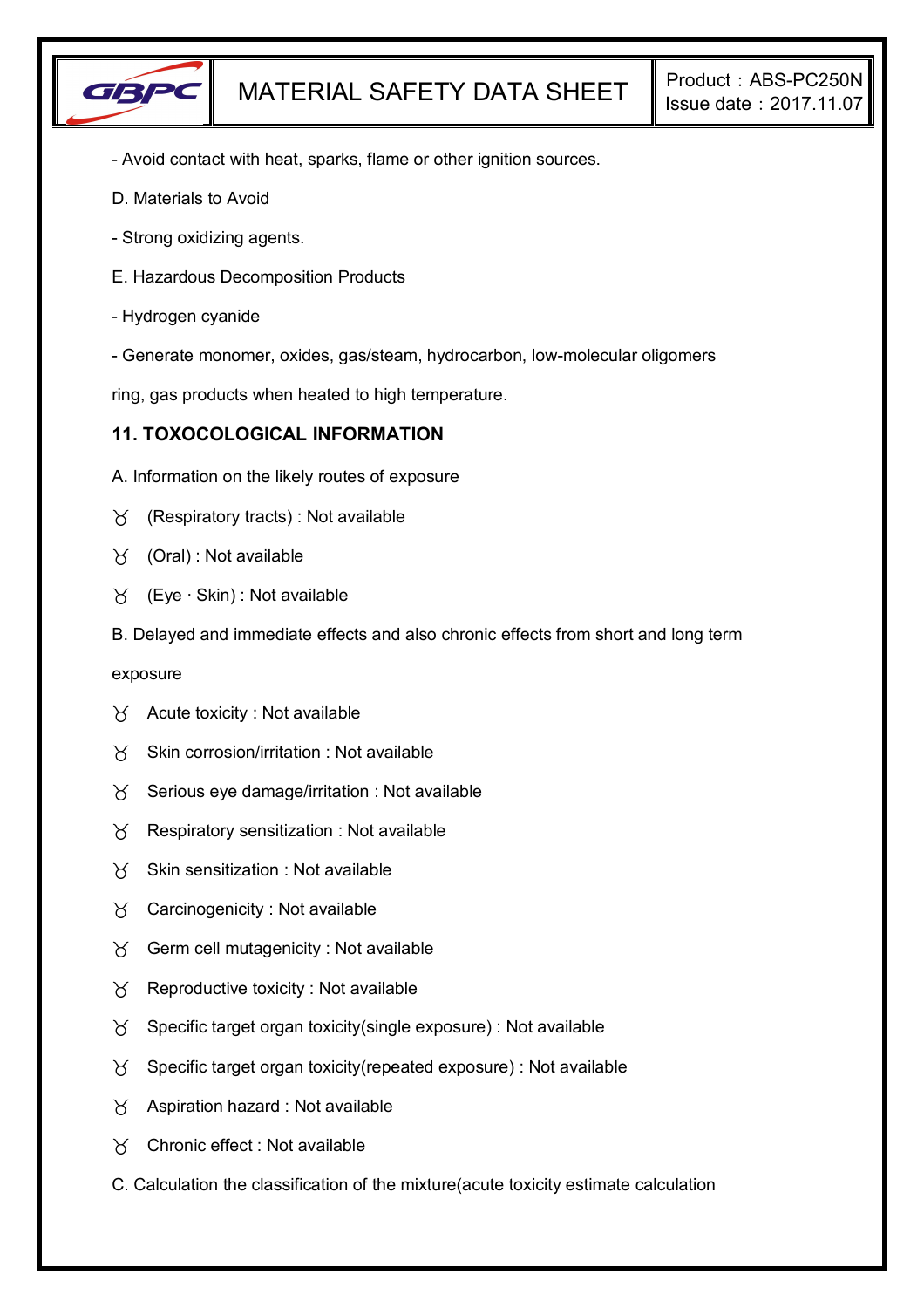- Avoid contact with heat, sparks, flame or other ignition sources.

D. Materials to Avoid

- Strong oxidizing agents.

E. Hazardous Decomposition Products

- Hydrogen cyanide

- Generate monomer, oxides, gas/steam, hydrocarbon, low-molecular oligomers ring, gas products when heated to high temperature.

## 11. TOXOCOLOGICAL INFORMATION

A. Information on the likely routes of exposure

- ♉ (Respiratory tracts) : Not available
- ♉ (Oral) : Not available
- ♉ (Eye · Skin) : Not available

B. Delayed and immediate effects and also chronic effects from short and long term exposure

- ♉ Acute toxicity : Not available
- ♉ Skin corrosion/irritation : Not available
- ♉ Serious eye damage/irritation : Not available
- ♉ Respiratory sensitization : Not available
- ♉ Skin sensitization : Not available
- ♉ Carcinogenicity : Not available
- ♉ Germ cell mutagenicity : Not available
- ♉ Reproductive toxicity : Not available
- ♉ Specific target organ toxicity(single exposure) : Not available
- ♉ Specific target organ toxicity(repeated exposure) : Not available
- ♉ Aspiration hazard : Not available
- ♉ Chronic effect : Not available

C. Calculation the classification of the mixture(acute toxicity estimate calculation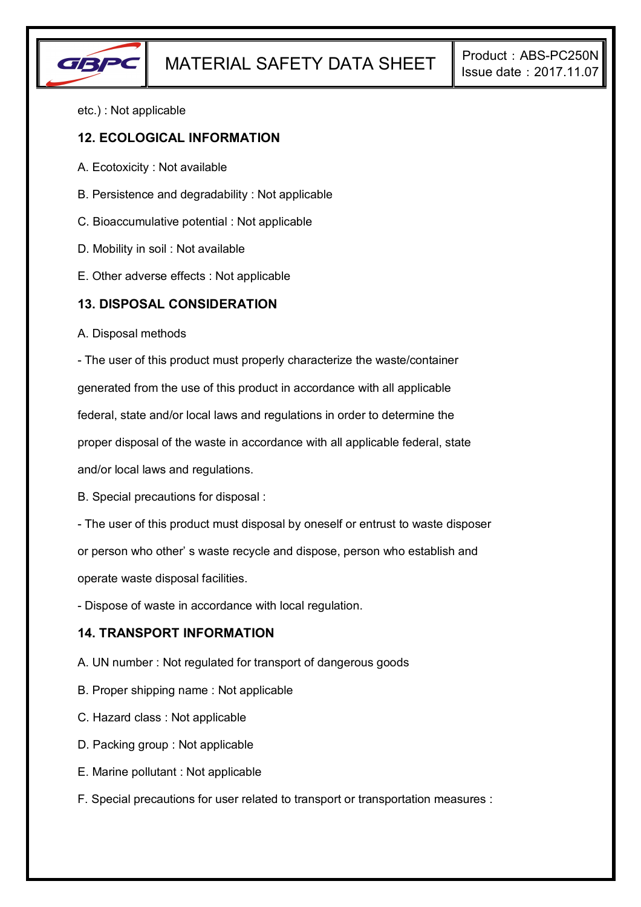etc.) : Not applicable

## 12. ECOLOGICAL INFORMATION

A. Ecotoxicity : Not available

B. Persistence and degradability : Not applicable

C. Bioaccumulative potential : Not applicable

D. Mobility in soil : Not available

E. Other adverse effects : Not applicable

## 13. DISPOSAL CONSIDERATION

A. Disposal methods

- The user of this product must properly characterize the waste/container generated from the use of this product in accordance with all applicable federal, state and/or local laws and regulations in order to determine the proper disposal of the waste in accordance with all applicable federal, state and/or local laws and regulations.

B. Special precautions for disposal :

- The user of this product must disposal by oneself or entrust to waste disposer or person who other' s waste recycle and dispose, person who establish and operate waste disposal facilities.
- Dispose of waste in accordance with local regulation.

## 14. TRANSPORT INFORMATION

A. UN number : Not regulated for transport of dangerous goods

B. Proper shipping name : Not applicable

C. Hazard class : Not applicable

D. Packing group : Not applicable

E. Marine pollutant : Not applicable

F. Special precautions for user related to transport or transportation measures :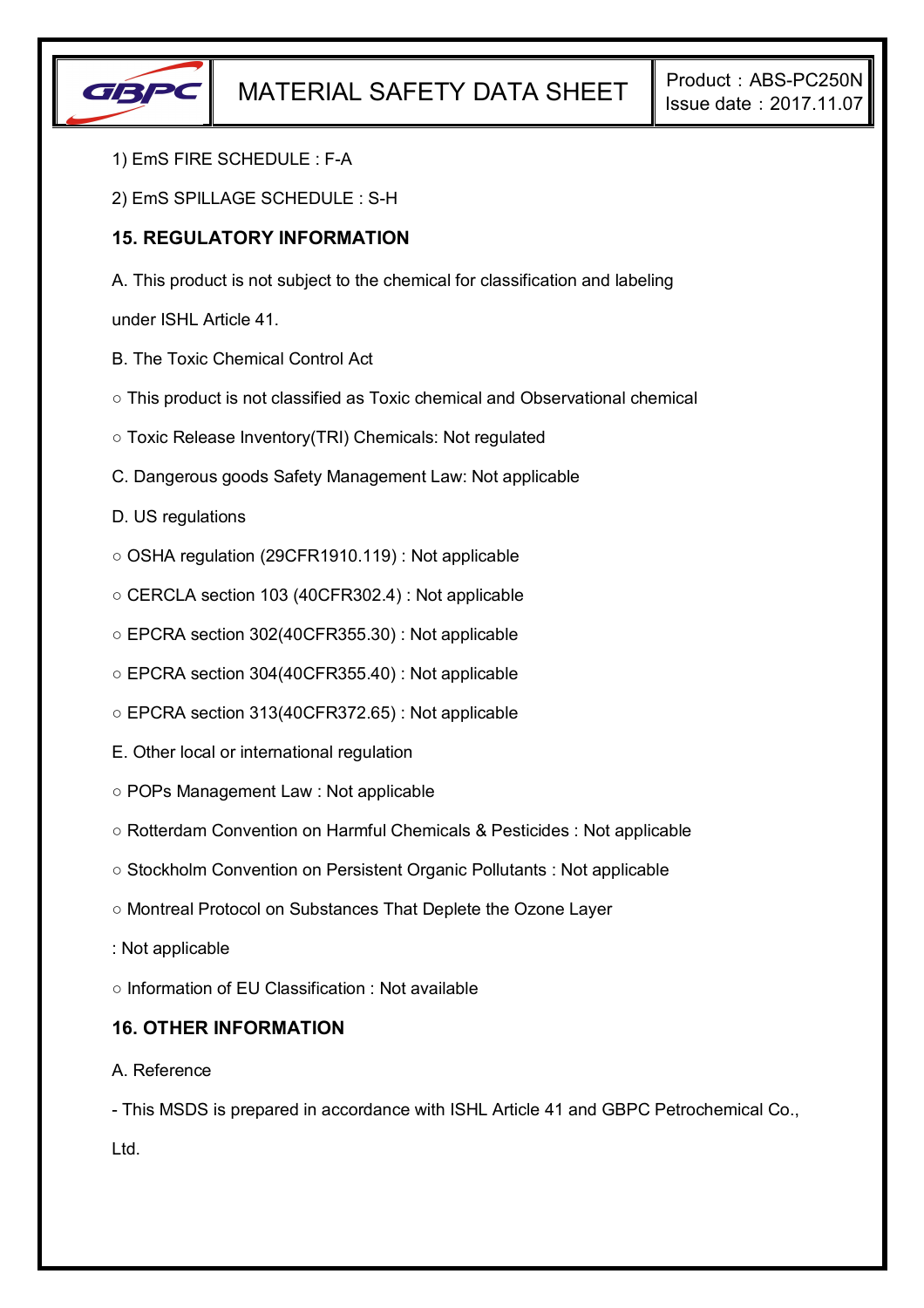1) EmS FIRE SCHEDULE : F-A

2) EmS SPILLAGE SCHEDULE : S-H

## 15. REGULATORY INFORMATION

A. This product is not subject to the chemical for classification and labeling under ISHL Article 41.

B. The Toxic Chemical Control Act

○ This product is not classified as Toxic chemical and Observational chemical

○ Toxic Release Inventory(TRI) Chemicals: Not regulated

C. Dangerous goods Safety Management Law: Not applicable

D. US regulations

○ OSHA regulation (29CFR1910.119) : Not applicable

○ CERCLA section 103 (40CFR302.4) : Not applicable

○ EPCRA section 302(40CFR355.30) : Not applicable

○ EPCRA section 304(40CFR355.40) : Not applicable

○ EPCRA section 313(40CFR372.65) : Not applicable

E. Other local or international regulation

○ POPs Management Law : Not applicable

○ Rotterdam Convention on Harmful Chemicals & Pesticides : Not applicable

○ Stockholm Convention on Persistent Organic Pollutants : Not applicable

○ Montreal Protocol on Substances That Deplete the Ozone Layer : Not applicable

○ Information of EU Classification : Not available

## 16. OTHER INFORMATION

A. Reference

- This MSDS is prepared in accordance with ISHL Article 41 and GBPC Petrochemical Co., Ltd.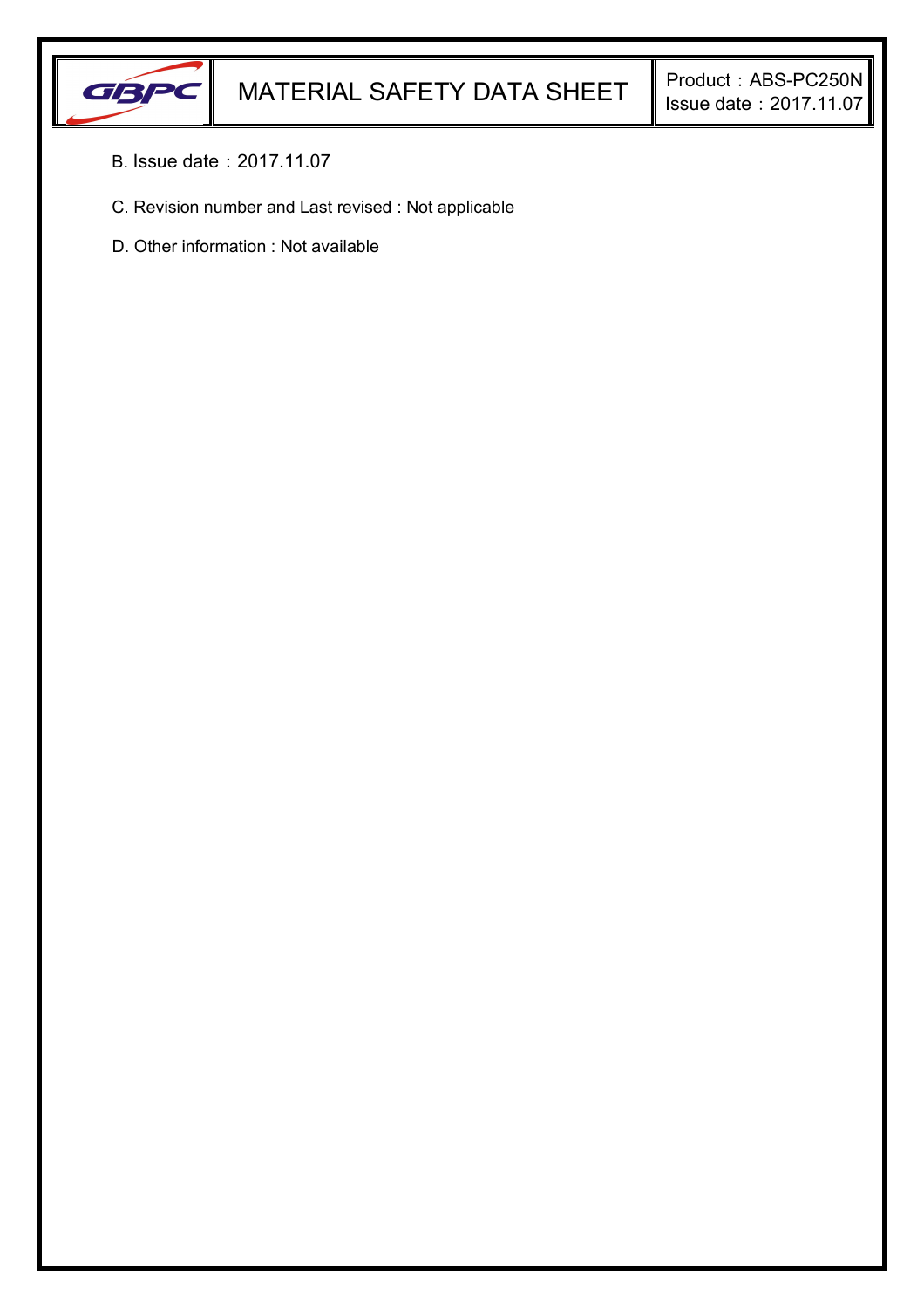B. Issue date：2017.11.07

C. Revision number and Last revised : Not applicable

D. Other information : Not available